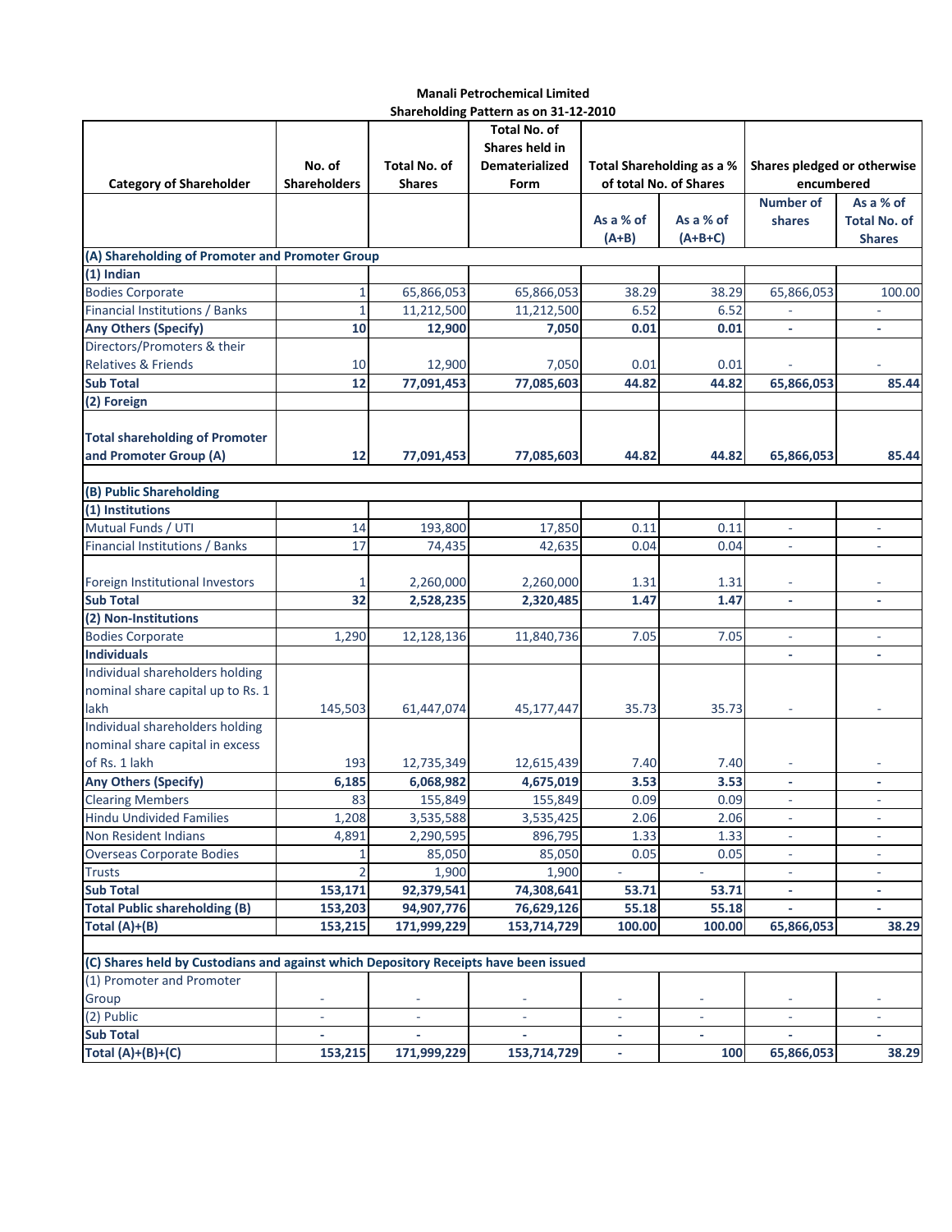**Manali Petrochemical Limited**

**Shareholding Pattern as on 31-12-2010**

| Category of Shareholder | No. of Shareholders | Total No. of Shares | Total No. of Shares held in Dematerialized Form | Total Shareholding as a % of total No. of Shares | | Shares pledged or otherwise encumbered | |
|---|---|---|---|---|---|---|---|
| | | | | As a % of (A+B) | As a % of (A+B+C) | Number of shares | As a % of Total No. of Shares |
| **(A) Shareholding of Promoter and Promoter Group** | | | | | | | |
| **(1) Indian** | | | | | | | |
| Bodies Corporate | 1 | 65,866,053 | 65,866,053 | 38.29 | 38.29 | 65,866,053 | 100.00 |
| Financial Institutions / Banks | 1 | 11,212,500 | 11,212,500 | 6.52 | 6.52 | - | - |
| **Any Others (Specify)** | **10** | **12,900** | **7,050** | **0.01** | **0.01** | **-** | **-** |
| Directors/Promoters & their Relatives & Friends | 10 | 12,900 | 7,050 | 0.01 | 0.01 | - | - |
| **Sub Total** | **12** | **77,091,453** | **77,085,603** | **44.82** | **44.82** | **65,866,053** | **85.44** |
| **(2) Foreign** | | | | | | | |
| **Total shareholding of Promoter and Promoter Group (A)** | **12** | **77,091,453** | **77,085,603** | **44.82** | **44.82** | **65,866,053** | **85.44** |
| | | | | | | | |
| **(B) Public Shareholding** | | | | | | | |
| **(1) Institutions** | | | | | | | |
| Mutual Funds / UTI | 14 | 193,800 | 17,850 | 0.11 | 0.11 | - | - |
| Financial Institutions / Banks | 17 | 74,435 | 42,635 | 0.04 | 0.04 | - | - |
| Foreign Institutional Investors | 1 | 2,260,000 | 2,260,000 | 1.31 | 1.31 | - | - |
| **Sub Total** | **32** | **2,528,235** | **2,320,485** | **1.47** | **1.47** | **-** | **-** |
| **(2) Non-Institutions** | | | | | | | |
| Bodies Corporate | 1,290 | 12,128,136 | 11,840,736 | 7.05 | 7.05 | - | - |
| **Individuals** | | | | | | **-** | **-** |
| Individual shareholders holding nominal share capital up to Rs. 1 lakh | 145,503 | 61,447,074 | 45,177,447 | 35.73 | 35.73 | - | - |
| Individual shareholders holding nominal share capital in excess of Rs. 1 lakh | 193 | 12,735,349 | 12,615,439 | 7.40 | 7.40 | - | - |
| **Any Others (Specify)** | **6,185** | **6,068,982** | **4,675,019** | **3.53** | **3.53** | **-** | **-** |
| Clearing Members | 83 | 155,849 | 155,849 | 0.09 | 0.09 | - | - |
| Hindu Undivided Families | 1,208 | 3,535,588 | 3,535,425 | 2.06 | 2.06 | - | - |
| Non Resident Indians | 4,891 | 2,290,595 | 896,795 | 1.33 | 1.33 | - | - |
| Overseas Corporate Bodies | 1 | 85,050 | 85,050 | 0.05 | 0.05 | - | - |
| Trusts | 2 | 1,900 | 1,900 | - | - | - | - |
| **Sub Total** | **153,171** | **92,379,541** | **74,308,641** | **53.71** | **53.71** | **-** | **-** |
| **Total Public shareholding (B)** | **153,203** | **94,907,776** | **76,629,126** | **55.18** | **55.18** | **-** | **-** |
| **Total (A)+(B)** | **153,215** | **171,999,229** | **153,714,729** | **100.00** | **100.00** | **65,866,053** | **38.29** |
| | | | | | | | |
| **(C) Shares held by Custodians and against which Depository Receipts have been issued** | | | | | | | |
| (1) Promoter and Promoter Group | - | - | - | - | - | - | - |
| (2) Public | - | - | - | - | - | - | - |
| **Sub Total** | **-** | **-** | **-** | **-** | **-** | **-** | **-** |
| **Total (A)+(B)+(C)** | **153,215** | **171,999,229** | **153,714,729** | **-** | **100** | **65,866,053** | **38.29** |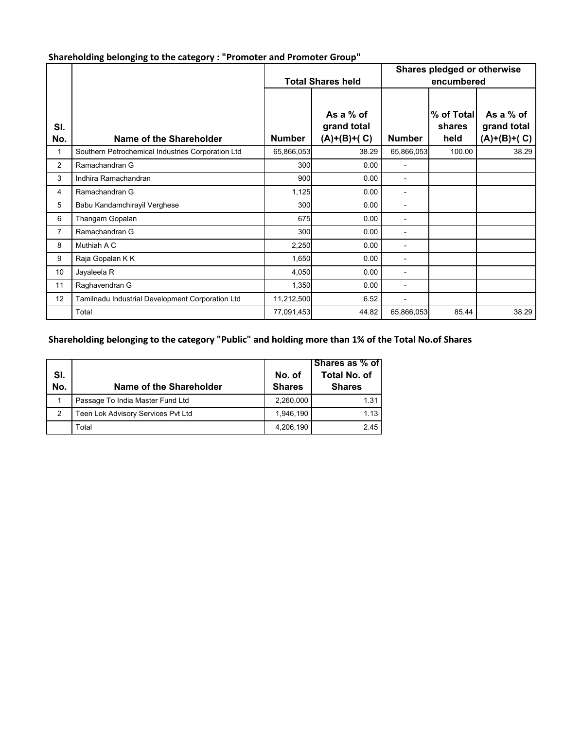**Shareholding belonging to the category : "Promoter and Promoter Group"**

| Sl. No. | Name of the Shareholder | Total Shares held | | Shares pledged or otherwise encumbered | | |
|---|---|---|---|---|---|---|
| | | Number | As a % of grand total (A)+(B)+( C) | Number | % of Total shares held | As a % of grand total (A)+(B)+( C) |
| 1 | Southern Petrochemical Industries Corporation Ltd | 65,866,053 | 38.29 | 65,866,053 | 100.00 | 38.29 |
| 2 | Ramachandran G | 300 | 0.00 | - | | |
| 3 | Indhira Ramachandran | 900 | 0.00 | - | | |
| 4 | Ramachandran G | 1,125 | 0.00 | - | | |
| 5 | Babu Kandamchirayil Verghese | 300 | 0.00 | - | | |
| 6 | Thangam Gopalan | 675 | 0.00 | - | | |
| 7 | Ramachandran G | 300 | 0.00 | - | | |
| 8 | Muthiah A C | 2,250 | 0.00 | - | | |
| 9 | Raja Gopalan K K | 1,650 | 0.00 | - | | |
| 10 | Jayaleela R | 4,050 | 0.00 | - | | |
| 11 | Raghavendran G | 1,350 | 0.00 | - | | |
| 12 | Tamilnadu Industrial Development Corporation Ltd | 11,212,500 | 6.52 | - | | |
| | Total | 77,091,453 | 44.82 | 65,866,053 | 85.44 | 38.29 |

**Shareholding belonging to the category "Public" and holding more than 1% of the Total No.of Shares**

| Sl. No. | Name of the Shareholder | No. of Shares | Shares as % of Total No. of Shares |
|---|---|---|---|
| 1 | Passage To India Master Fund Ltd | 2,260,000 | 1.31 |
| 2 | Teen Lok Advisory Services Pvt Ltd | 1,946,190 | 1.13 |
| | Total | 4,206,190 | 2.45 |